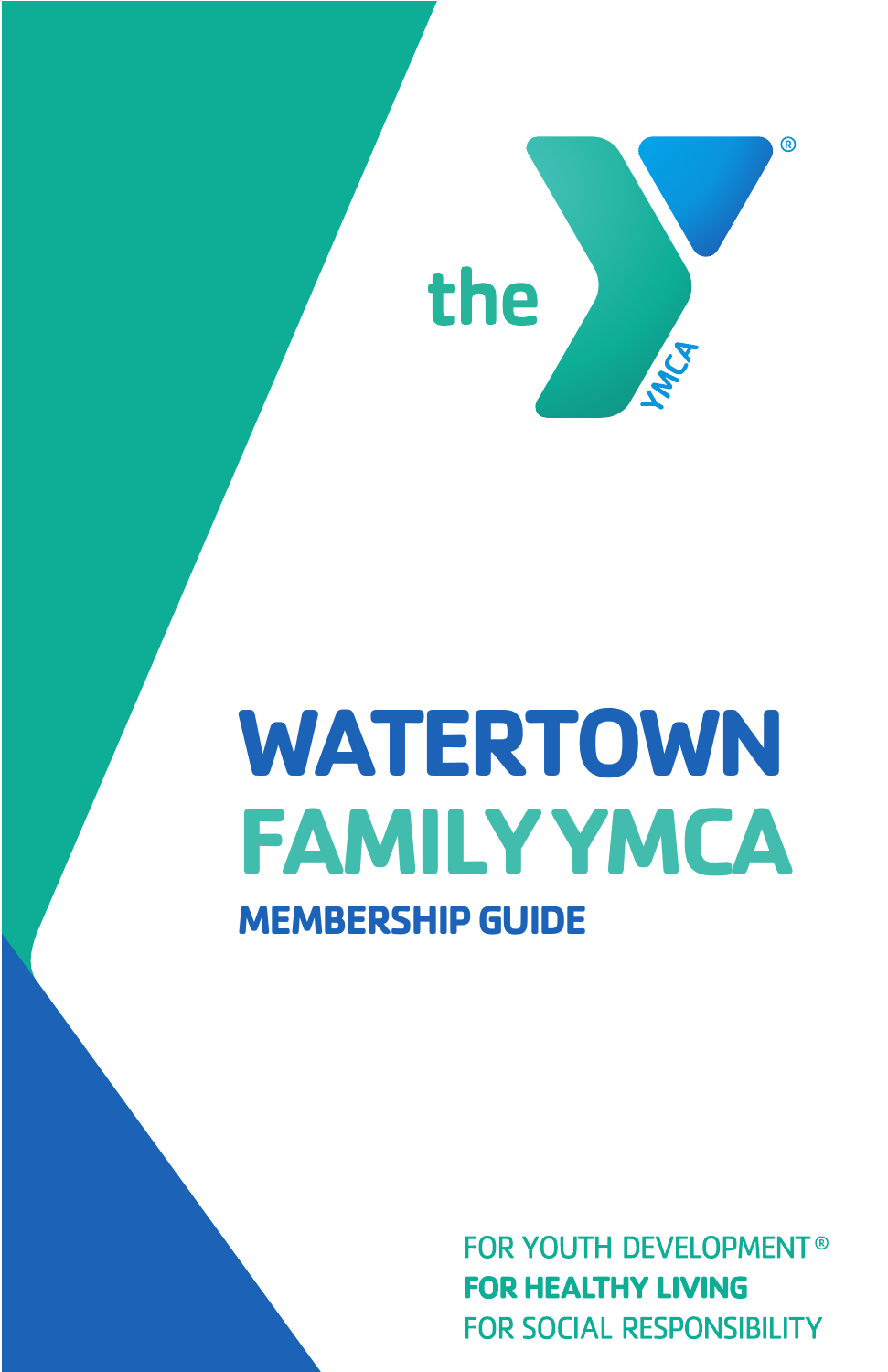the YMCA®

# WATERTOWN FAMILY YMCA

## MEMBERSHIP GUIDE

FOR YOUTH DEVELOPMENT®
**FOR HEALTHY LIVING**
FOR SOCIAL RESPONSIBILITY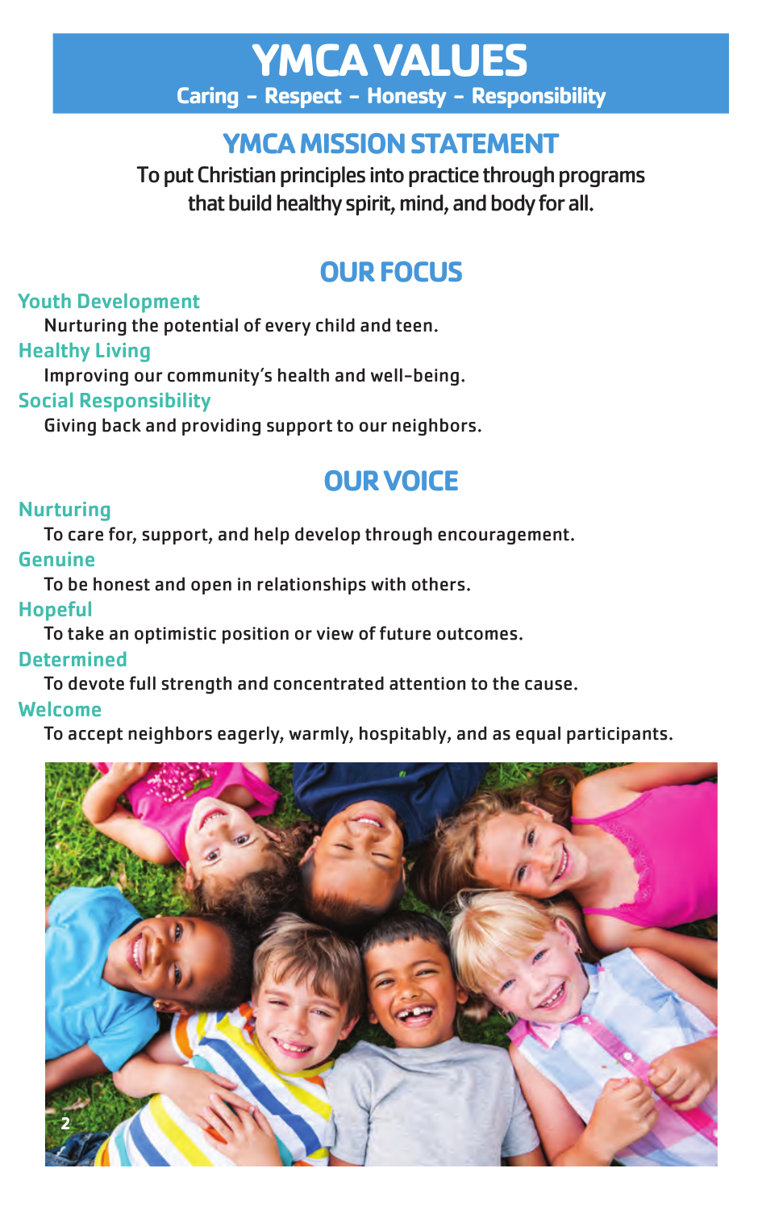# YMCA VALUES

**Caring – Respect – Honesty – Responsibility**

## YMCA MISSION STATEMENT

To put Christian principles into practice through programs that build healthy spirit, mind, and body for all.

## OUR FOCUS

### Youth Development

Nurturing the potential of every child and teen.

### Healthy Living

Improving our community's health and well-being.

### Social Responsibility

Giving back and providing support to our neighbors.

## OUR VOICE

### Nurturing

To care for, support, and help develop through encouragement.

### Genuine

To be honest and open in relationships with others.

### Hopeful

To take an optimistic position or view of future outcomes.

### Determined

To devote full strength and concentrated attention to the cause.

### Welcome

To accept neighbors eagerly, warmly, hospitably, and as equal participants.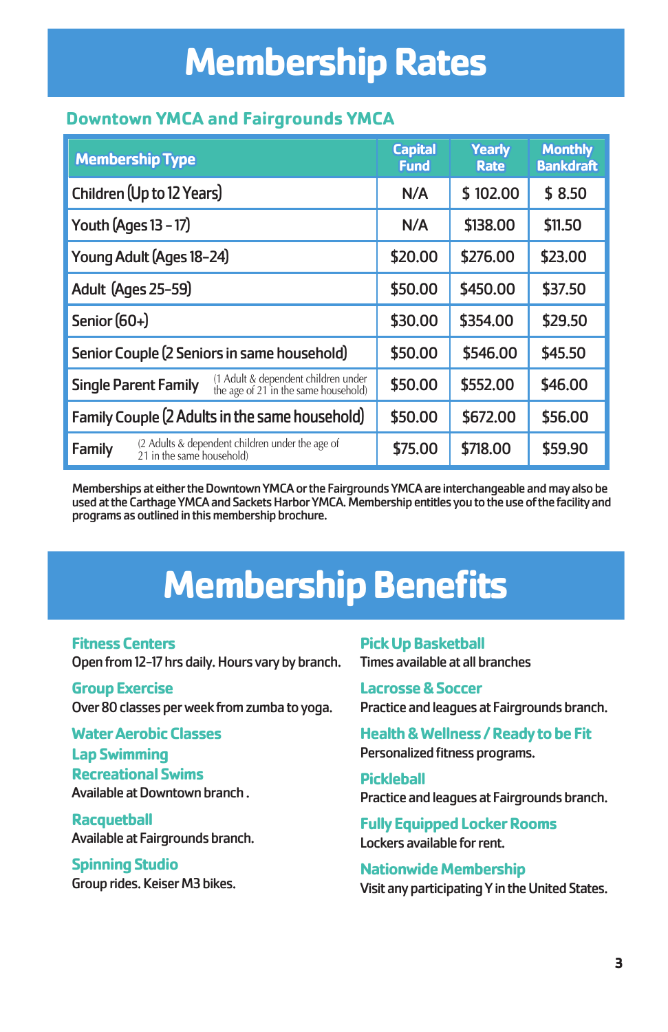# Membership Rates

## Downtown YMCA and Fairgrounds YMCA

| Membership Type | Capital Fund | Yearly Rate | Monthly Bankdraft |
|---|---|---|---|
| Children (Up to 12 Years) | N/A | $ 102.00 | $ 8.50 |
| Youth (Ages 13 – 17) | N/A | $138.00 | $11.50 |
| Young Adult (Ages 18-24) | $20.00 | $276.00 | $23.00 |
| Adult (Ages 25-59) | $50.00 | $450.00 | $37.50 |
| Senior (60+) | $30.00 | $354.00 | $29.50 |
| Senior Couple (2 Seniors in same household) | $50.00 | $546.00 | $45.50 |
| Single Parent Family (1 Adult & dependent children under the age of 21 in the same household) | $50.00 | $552.00 | $46.00 |
| Family Couple (2 Adults in the same household) | $50.00 | $672.00 | $56.00 |
| Family (2 Adults & dependent children under the age of 21 in the same household) | $75.00 | $718.00 | $59.90 |

Memberships at either the Downtown YMCA or the Fairgrounds YMCA are interchangeable and may also be used at the Carthage YMCA and Sackets Harbor YMCA. Membership entitles you to the use of the facility and programs as outlined in this membership brochure.

# Membership Benefits

### Fitness Centers
Open from 12-17 hrs daily. Hours vary by branch.

### Group Exercise
Over 80 classes per week from zumba to yoga.

### Water Aerobic Classes
### Lap Swimming
### Recreational Swims
Available at Downtown branch .

### Racquetball
Available at Fairgrounds branch.

### Spinning Studio
Group rides. Keiser M3 bikes.

### Pick Up Basketball
Times available at all branches

### Lacrosse & Soccer
Practice and leagues at Fairgrounds branch.

### Health & Wellness / Ready to be Fit
Personalized fitness programs.

### Pickleball
Practice and leagues at Fairgrounds branch.

### Fully Equipped Locker Rooms
Lockers available for rent.

### Nationwide Membership
Visit any participating Y in the United States.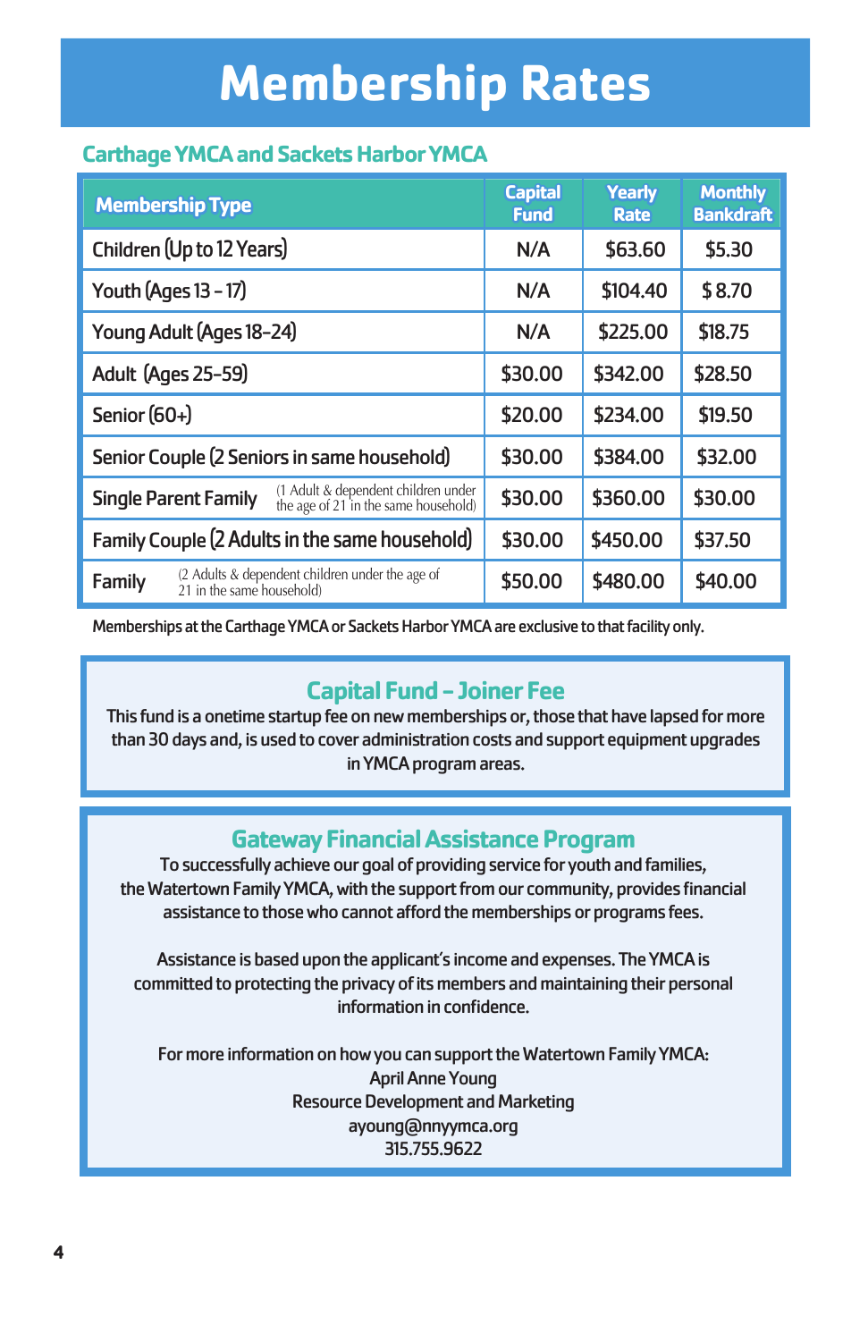# Membership Rates

## Carthage YMCA and Sackets Harbor YMCA

| Membership Type | Capital Fund | Yearly Rate | Monthly Bankdraft |
|---|---|---|---|
| Children (Up to 12 Years) | N/A | $63.60 | $5.30 |
| Youth (Ages 13 - 17) | N/A | $104.40 | $ 8.70 |
| Young Adult (Ages 18-24) | N/A | $225.00 | $18.75 |
| Adult (Ages 25-59) | $30.00 | $342.00 | $28.50 |
| Senior (60+) | $20.00 | $234.00 | $19.50 |
| Senior Couple (2 Seniors in same household) | $30.00 | $384.00 | $32.00 |
| Single Parent Family (1 Adult & dependent children under the age of 21 in the same household) | $30.00 | $360.00 | $30.00 |
| Family Couple (2 Adults in the same household) | $30.00 | $450.00 | $37.50 |
| Family (2 Adults & dependent children under the age of 21 in the same household) | $50.00 | $480.00 | $40.00 |

Memberships at the Carthage YMCA or Sackets Harbor YMCA are exclusive to that facility only.

### Capital Fund – Joiner Fee

This fund is a onetime startup fee on new memberships or, those that have lapsed for more than 30 days and, is used to cover administration costs and support equipment upgrades in YMCA program areas.

### Gateway Financial Assistance Program

To successfully achieve our goal of providing service for youth and families, the Watertown Family YMCA, with the support from our community, provides financial assistance to those who cannot afford the memberships or programs fees.

Assistance is based upon the applicant's income and expenses. The YMCA is committed to protecting the privacy of its members and maintaining their personal information in confidence.

For more information on how you can support the Watertown Family YMCA:
April Anne Young
Resource Development and Marketing
ayoung@nnyymca.org
315.755.9622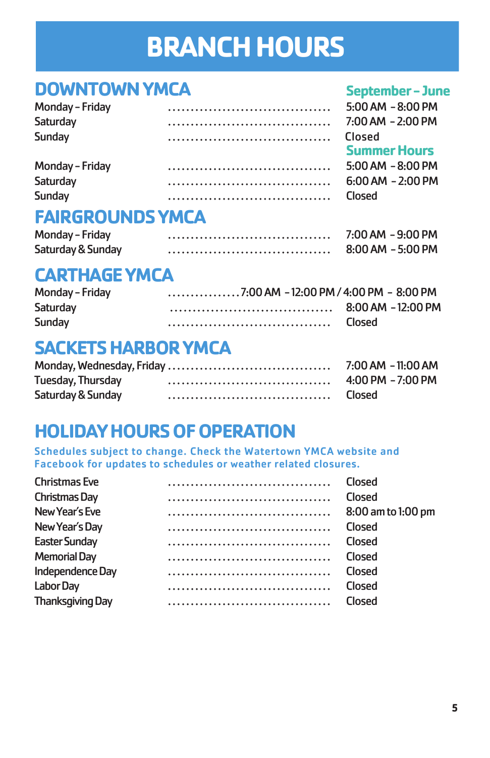# BRANCH HOURS

## DOWNTOWN YMCA

**September – June**

| | |
|---|---|
| Monday – Friday | 5:00 AM – 8:00 PM |
| Saturday | 7:00 AM – 2:00 PM |
| Sunday | Closed |

**Summer Hours**

| | |
|---|---|
| Monday – Friday | 5:00 AM – 8:00 PM |
| Saturday | 6:00 AM – 2:00 PM |
| Sunday | Closed |

## FAIRGROUNDS YMCA

| | |
|---|---|
| Monday – Friday | 7:00 AM – 9:00 PM |
| Saturday & Sunday | 8:00 AM – 5:00 PM |

## CARTHAGE YMCA

| | |
|---|---|
| Monday – Friday | 7:00 AM – 12:00 PM / 4:00 PM – 8:00 PM |
| Saturday | 8:00 AM – 12:00 PM |
| Sunday | Closed |

## SACKETS HARBOR YMCA

| | |
|---|---|
| Monday, Wednesday, Friday | 7:00 AM – 11:00 AM |
| Tuesday, Thursday | 4:00 PM – 7:00 PM |
| Saturday & Sunday | Closed |

## HOLIDAY HOURS OF OPERATION

Schedules subject to change. Check the Watertown YMCA website and Facebook for updates to schedules or weather related closures.

| | |
|---|---|
| Christmas Eve | Closed |
| Christmas Day | Closed |
| New Year's Eve | 8:00 am to 1:00 pm |
| New Year's Day | Closed |
| Easter Sunday | Closed |
| Memorial Day | Closed |
| Independence Day | Closed |
| Labor Day | Closed |
| Thanksgiving Day | Closed |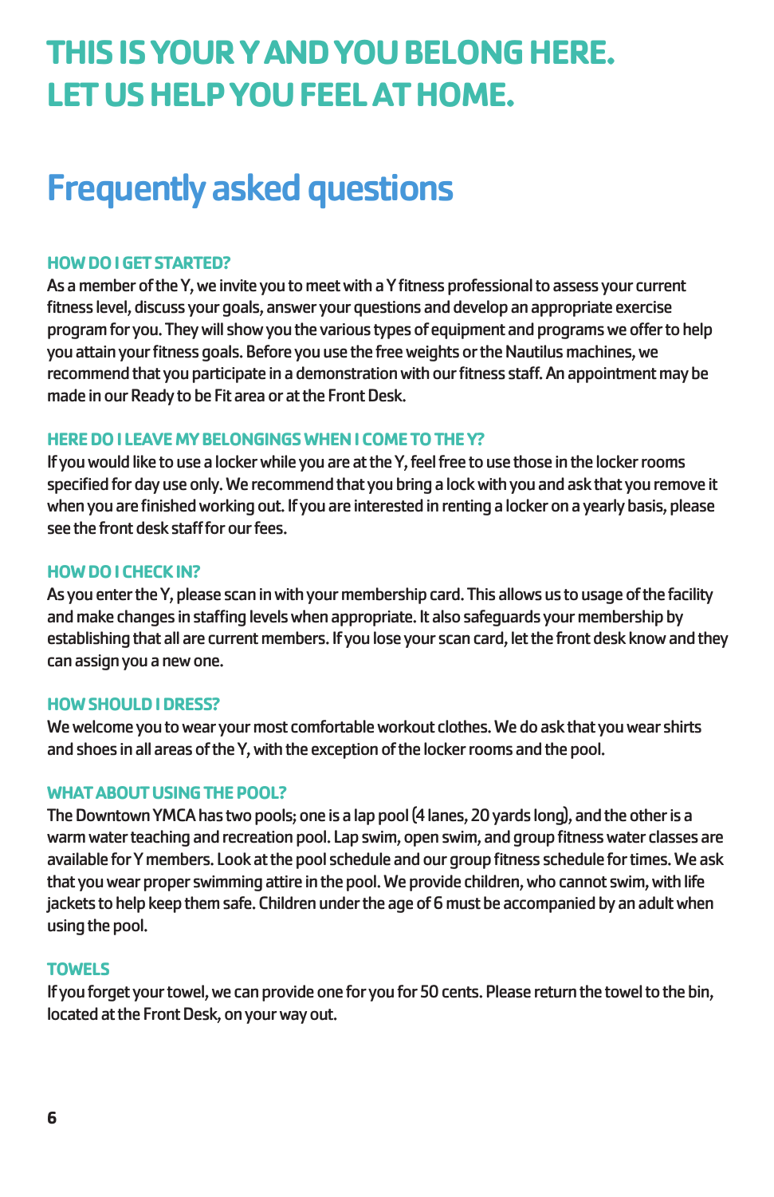# THIS IS YOUR Y AND YOU BELONG HERE. LET US HELP YOU FEEL AT HOME.

## Frequently asked questions

### HOW DO I GET STARTED?

As a member of the Y, we invite you to meet with a Y fitness professional to assess your current fitness level, discuss your goals, answer your questions and develop an appropriate exercise program for you. They will show you the various types of equipment and programs we offer to help you attain your fitness goals. Before you use the free weights or the Nautilus machines, we recommend that you participate in a demonstration with our fitness staff. An appointment may be made in our Ready to be Fit area or at the Front Desk.

### HERE DO I LEAVE MY BELONGINGS WHEN I COME TO THE Y?

If you would like to use a locker while you are at the Y, feel free to use those in the locker rooms specified for day use only. We recommend that you bring a lock with you and ask that you remove it when you are finished working out. If you are interested in renting a locker on a yearly basis, please see the front desk staff for our fees.

### HOW DO I CHECK IN?

As you enter the Y, please scan in with your membership card. This allows us to usage of the facility and make changes in staffing levels when appropriate. It also safeguards your membership by establishing that all are current members. If you lose your scan card, let the front desk know and they can assign you a new one.

### HOW SHOULD I DRESS?

We welcome you to wear your most comfortable workout clothes. We do ask that you wear shirts and shoes in all areas of the Y, with the exception of the locker rooms and the pool.

### WHAT ABOUT USING THE POOL?

The Downtown YMCA has two pools; one is a lap pool (4 lanes, 20 yards long), and the other is a warm water teaching and recreation pool. Lap swim, open swim, and group fitness water classes are available for Y members. Look at the pool schedule and our group fitness schedule for times. We ask that you wear proper swimming attire in the pool. We provide children, who cannot swim, with life jackets to help keep them safe. Children under the age of 6 must be accompanied by an adult when using the pool.

### TOWELS

If you forget your towel, we can provide one for you for 50 cents. Please return the towel to the bin, located at the Front Desk, on your way out.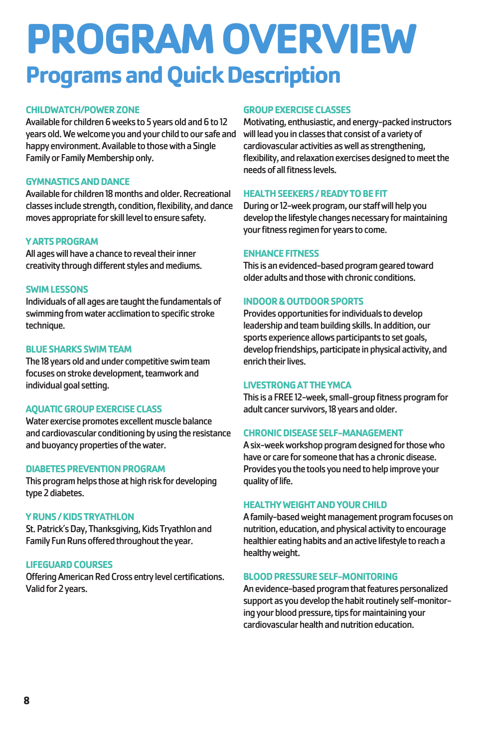# PROGRAM OVERVIEW

## Programs and Quick Description

### CHILDWATCH/POWER ZONE

Available for children 6 weeks to 5 years old and 6 to 12 years old. We welcome you and your child to our safe and happy environment. Available to those with a Single Family or Family Membership only.

### GYMNASTICS AND DANCE

Available for children 18 months and older. Recreational classes include strength, condition, flexibility, and dance moves appropriate for skill level to ensure safety.

### Y ARTS PROGRAM

All ages will have a chance to reveal their inner creativity through different styles and mediums.

### SWIM LESSONS

Individuals of all ages are taught the fundamentals of swimming from water acclimation to specific stroke technique.

### BLUE SHARKS SWIM TEAM

The 18 years old and under competitive swim team focuses on stroke development, teamwork and individual goal setting.

### AQUATIC GROUP EXERCISE CLASS

Water exercise promotes excellent muscle balance and cardiovascular conditioning by using the resistance and buoyancy properties of the water.

### DIABETES PREVENTION PROGRAM

This program helps those at high risk for developing type 2 diabetes.

### Y RUNS / KIDS TRYATHLON

St. Patrick's Day, Thanksgiving, Kids Tryathlon and Family Fun Runs offered throughout the year.

### LIFEGUARD COURSES

Offering American Red Cross entry level certifications. Valid for 2 years.

### GROUP EXERCISE CLASSES

Motivating, enthusiastic, and energy-packed instructors will lead you in classes that consist of a variety of cardiovascular activities as well as strengthening, flexibility, and relaxation exercises designed to meet the needs of all fitness levels.

### HEALTH SEEKERS / READY TO BE FIT

During or 12-week program, our staff will help you develop the lifestyle changes necessary for maintaining your fitness regimen for years to come.

### ENHANCE FITNESS

This is an evidenced-based program geared toward older adults and those with chronic conditions.

### INDOOR & OUTDOOR SPORTS

Provides opportunities for individuals to develop leadership and team building skills. In addition, our sports experience allows participants to set goals, develop friendships, participate in physical activity, and enrich their lives.

### LIVESTRONG AT THE YMCA

This is a FREE 12-week, small-group fitness program for adult cancer survivors, 18 years and older.

### CHRONIC DISEASE SELF-MANAGEMENT

A six-week workshop program designed for those who have or care for someone that has a chronic disease. Provides you the tools you need to help improve your quality of life.

### HEALTHY WEIGHT AND YOUR CHILD

A family-based weight management program focuses on nutrition, education, and physical activity to encourage healthier eating habits and an active lifestyle to reach a healthy weight.

### BLOOD PRESSURE SELF-MONITORING

An evidence-based program that features personalized support as you develop the habit routinely self-monitor-ing your blood pressure, tips for maintaining your cardiovascular health and nutrition education.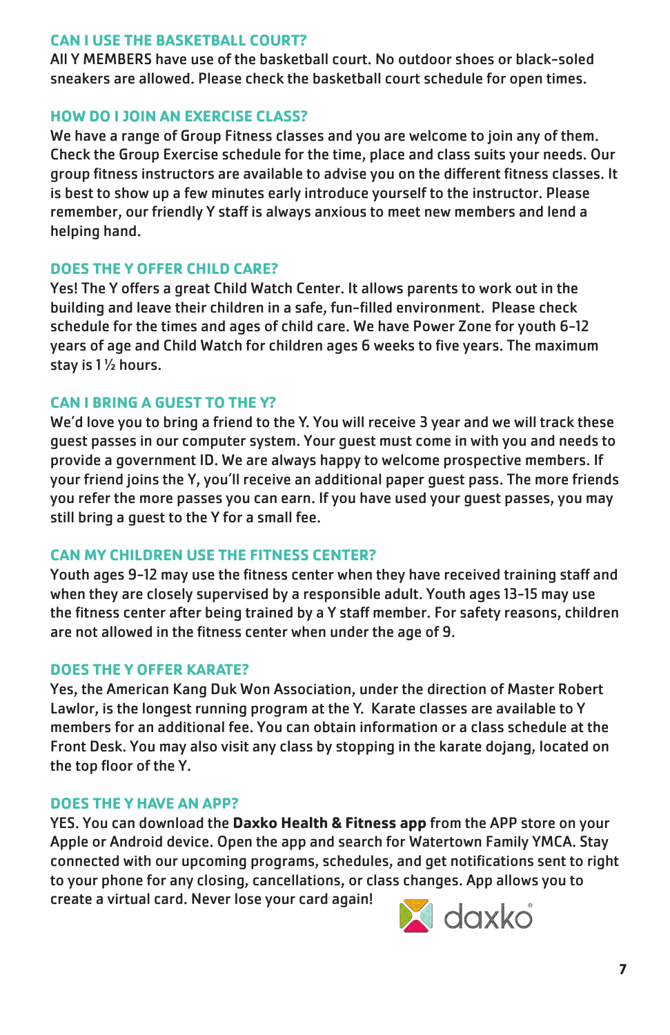## CAN I USE THE BASKETBALL COURT?

All Y MEMBERS have use of the basketball court. No outdoor shoes or black-soled sneakers are allowed. Please check the basketball court schedule for open times.

## HOW DO I JOIN AN EXERCISE CLASS?

We have a range of Group Fitness classes and you are welcome to join any of them. Check the Group Exercise schedule for the time, place and class suits your needs. Our group fitness instructors are available to advise you on the different fitness classes. It is best to show up a few minutes early introduce yourself to the instructor. Please remember, our friendly Y staff is always anxious to meet new members and lend a helping hand.

## DOES THE Y OFFER CHILD CARE?

Yes! The Y offers a great Child Watch Center. It allows parents to work out in the building and leave their children in a safe, fun-filled environment. Please check schedule for the times and ages of child care. We have Power Zone for youth 6-12 years of age and Child Watch for children ages 6 weeks to five years. The maximum stay is 1 ½ hours.

## CAN I BRING A GUEST TO THE Y?

We'd love you to bring a friend to the Y. You will receive 3 year and we will track these guest passes in our computer system. Your guest must come in with you and needs to provide a government ID. We are always happy to welcome prospective members. If your friend joins the Y, you'll receive an additional paper guest pass. The more friends you refer the more passes you can earn. If you have used your guest passes, you may still bring a guest to the Y for a small fee.

## CAN MY CHILDREN USE THE FITNESS CENTER?

Youth ages 9-12 may use the fitness center when they have received training staff and when they are closely supervised by a responsible adult. Youth ages 13-15 may use the fitness center after being trained by a Y staff member. For safety reasons, children are not allowed in the fitness center when under the age of 9.

## DOES THE Y OFFER KARATE?

Yes, the American Kang Duk Won Association, under the direction of Master Robert Lawlor, is the longest running program at the Y. Karate classes are available to Y members for an additional fee. You can obtain information or a class schedule at the Front Desk. You may also visit any class by stopping in the karate dojang, located on the top floor of the Y.

## DOES THE Y HAVE AN APP?

YES. You can download the **Daxko Health & Fitness app** from the APP store on your Apple or Android device. Open the app and search for Watertown Family YMCA. Stay connected with our upcoming programs, schedules, and get notifications sent to right to your phone for any closing, cancellations, or class changes. App allows you to create a virtual card. Never lose your card again!

daxko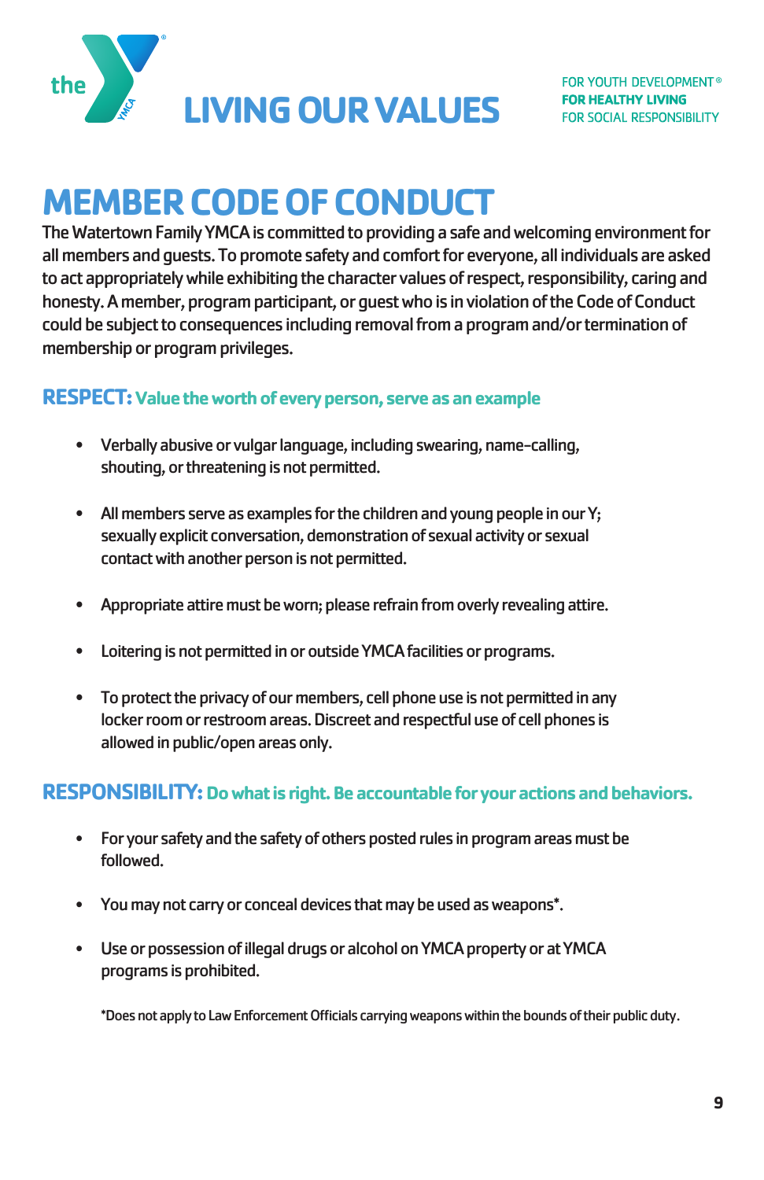# LIVING OUR VALUES

FOR YOUTH DEVELOPMENT®
**FOR HEALTHY LIVING**
FOR SOCIAL RESPONSIBILITY

## MEMBER CODE OF CONDUCT

The Watertown Family YMCA is committed to providing a safe and welcoming environment for all members and guests. To promote safety and comfort for everyone, all individuals are asked to act appropriately while exhibiting the character values of respect, responsibility, caring and honesty. A member, program participant, or guest who is in violation of the Code of Conduct could be subject to consequences including removal from a program and/or termination of membership or program privileges.

### RESPECT: Value the worth of every person, serve as an example

- Verbally abusive or vulgar language, including swearing, name-calling, shouting, or threatening is not permitted.
- All members serve as examples for the children and young people in our Y; sexually explicit conversation, demonstration of sexual activity or sexual contact with another person is not permitted.
- Appropriate attire must be worn; please refrain from overly revealing attire.
- Loitering is not permitted in or outside YMCA facilities or programs.
- To protect the privacy of our members, cell phone use is not permitted in any locker room or restroom areas. Discreet and respectful use of cell phones is allowed in public/open areas only.

### RESPONSIBILITY: Do what is right. Be accountable for your actions and behaviors.

- For your safety and the safety of others posted rules in program areas must be followed.
- You may not carry or conceal devices that may be used as weapons*.
- Use or possession of illegal drugs or alcohol on YMCA property or at YMCA programs is prohibited.

*Does not apply to Law Enforcement Officials carrying weapons within the bounds of their public duty.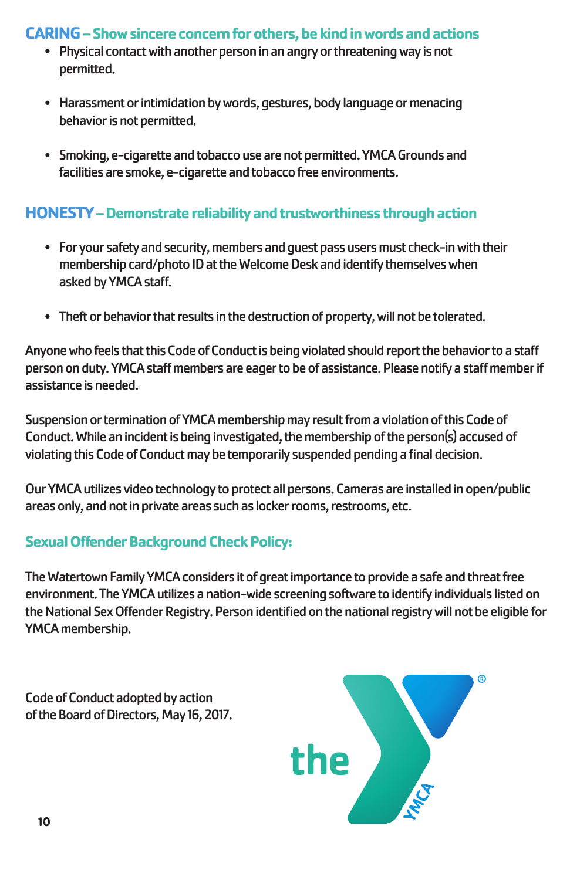## CARING – Show sincere concern for others, be kind in words and actions

- Physical contact with another person in an angry or threatening way is not permitted.
- Harassment or intimidation by words, gestures, body language or menacing behavior is not permitted.
- Smoking, e-cigarette and tobacco use are not permitted. YMCA Grounds and facilities are smoke, e-cigarette and tobacco free environments.

## HONESTY – Demonstrate reliability and trustworthiness through action

- For your safety and security, members and guest pass users must check-in with their membership card/photo ID at the Welcome Desk and identify themselves when asked by YMCA staff.
- Theft or behavior that results in the destruction of property, will not be tolerated.

Anyone who feels that this Code of Conduct is being violated should report the behavior to a staff person on duty. YMCA staff members are eager to be of assistance. Please notify a staff member if assistance is needed.

Suspension or termination of YMCA membership may result from a violation of this Code of Conduct. While an incident is being investigated, the membership of the person(s) accused of violating this Code of Conduct may be temporarily suspended pending a final decision.

Our YMCA utilizes video technology to protect all persons. Cameras are installed in open/public areas only, and not in private areas such as locker rooms, restrooms, etc.

## Sexual Offender Background Check Policy:

The Watertown Family YMCA considers it of great importance to provide a safe and threat free environment. The YMCA utilizes a nation-wide screening software to identify individuals listed on the National Sex Offender Registry. Person identified on the national registry will not be eligible for YMCA membership.

Code of Conduct adopted by action of the Board of Directors, May 16, 2017.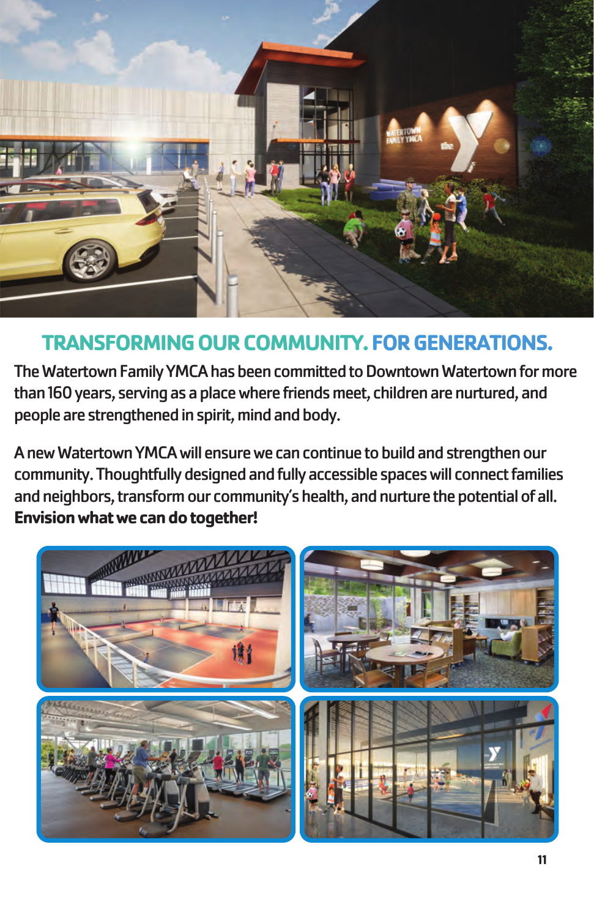## TRANSFORMING OUR COMMUNITY. FOR GENERATIONS.

The Watertown Family YMCA has been committed to Downtown Watertown for more than 160 years, serving as a place where friends meet, children are nurtured, and people are strengthened in spirit, mind and body.

A new Watertown YMCA will ensure we can continue to build and strengthen our community. Thoughtfully designed and fully accessible spaces will connect families and neighbors, transform our community's health, and nurture the potential of all. **Envision what we can do together!**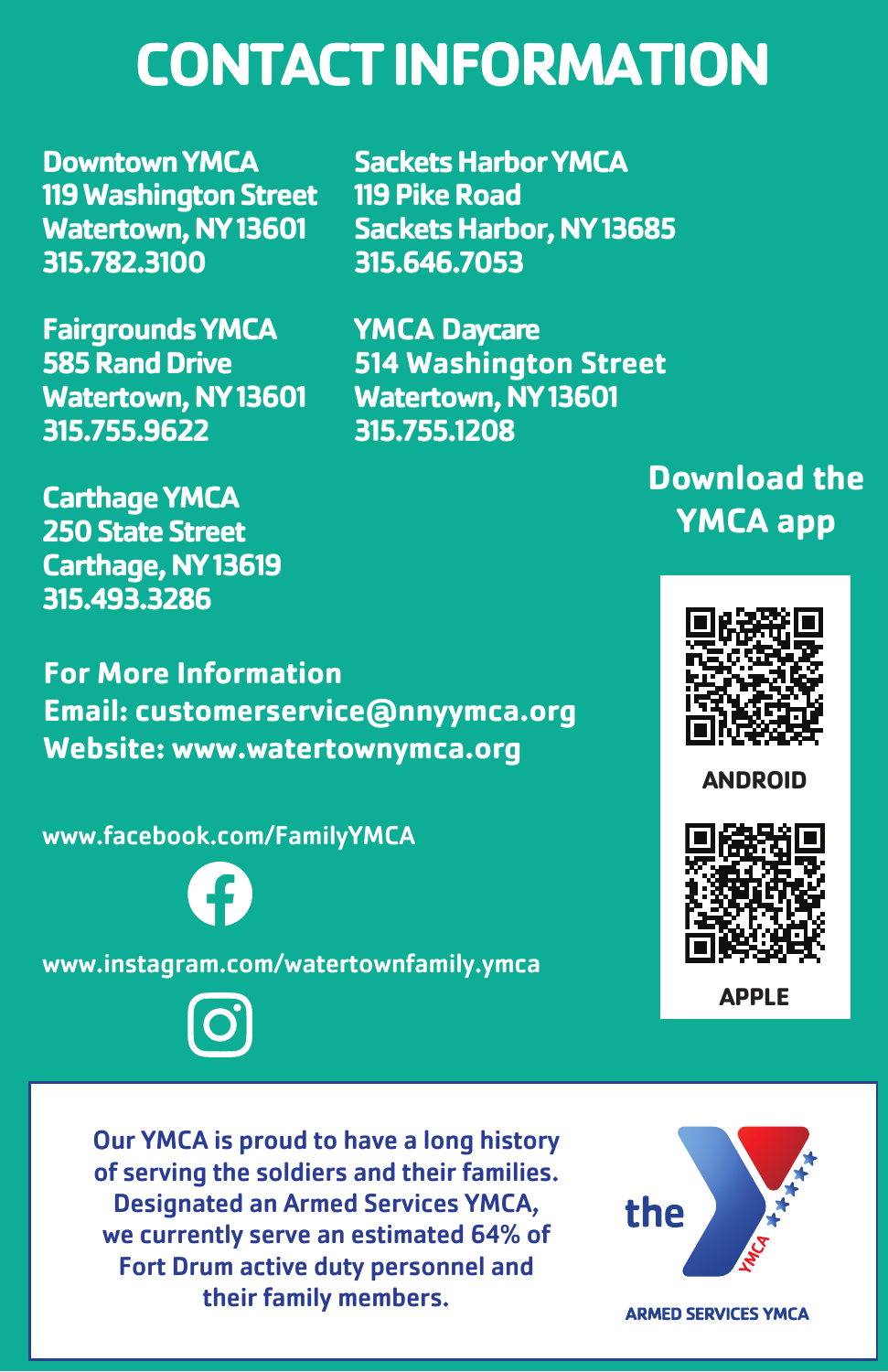# CONTACT INFORMATION

**Downtown YMCA**
**119 Washington Street**
**Watertown, NY 13601**
**315.782.3100**

**Fairgrounds YMCA**
**585 Rand Drive**
**Watertown, NY 13601**
**315.755.9622**

**Carthage YMCA**
**250 State Street**
**Carthage, NY 13619**
**315.493.3286**

**Sackets Harbor YMCA**
**119 Pike Road**
**Sackets Harbor, NY 13685**
**315.646.7053**

**YMCA Daycare**
**514 Washington Street**
**Watertown, NY 13601**
**315.755.1208**

**For More Information**
**Email: customerservice@nnyymca.org**
**Website: www.watertownymca.org**

www.facebook.com/FamilyYMCA

www.instagram.com/watertownfamily.ymca

**Download the YMCA app**

ANDROID

APPLE

Our YMCA is proud to have a long history of serving the soldiers and their families. Designated an Armed Services YMCA, we currently serve an estimated 64% of Fort Drum active duty personnel and their family members.

the YMCA

ARMED SERVICES YMCA